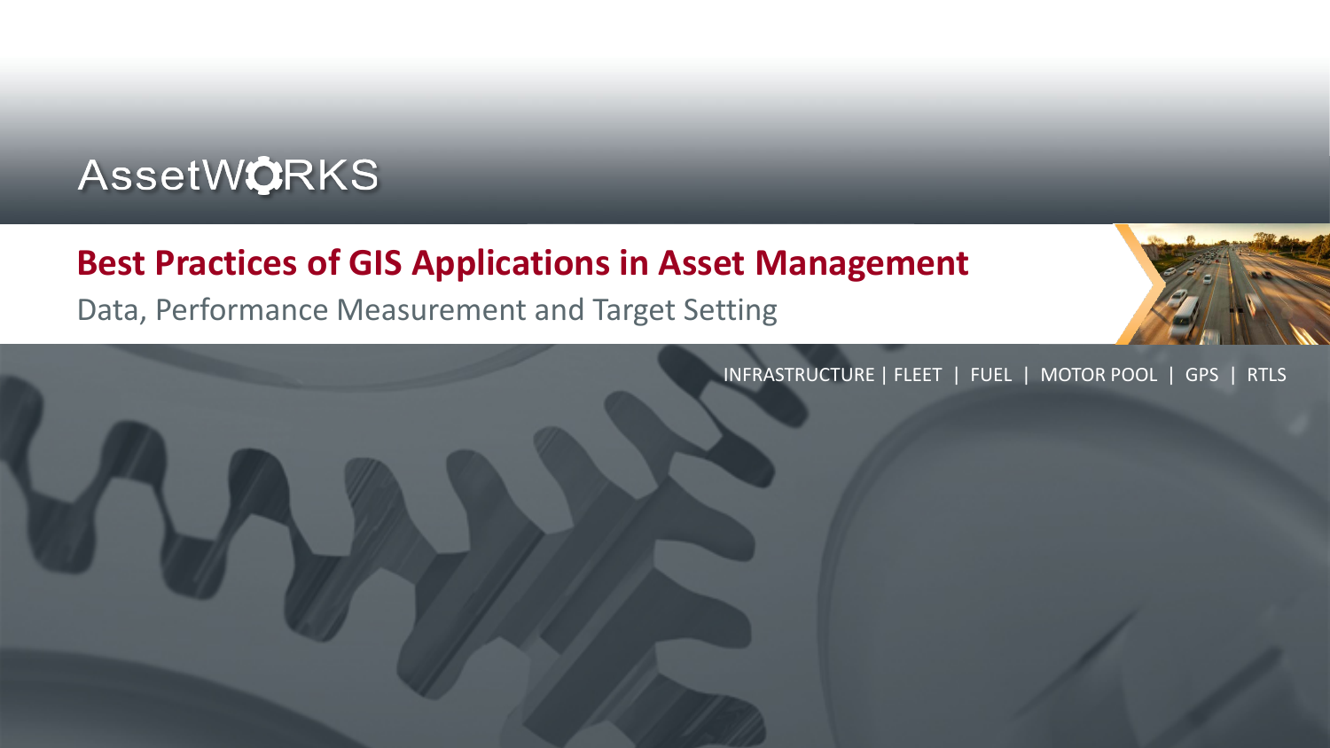AssetWORKS

# Best Practices of GIS Applications in Asset Management

## Data, Performance Measurement and Target Setting

INFRASTRUCTURE | FLEET | FUEL | MOTOR POOL | GPS | RTLS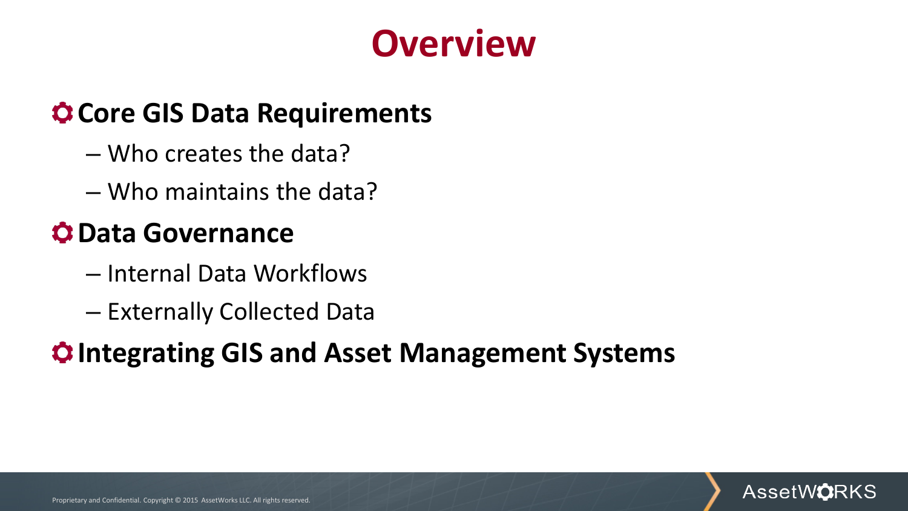# Overview

- **Core GIS Data Requirements**
  - Who creates the data?
  - Who maintains the data?
- **Data Governance**
  - Internal Data Workflows
  - Externally Collected Data
- **Integrating GIS and Asset Management Systems**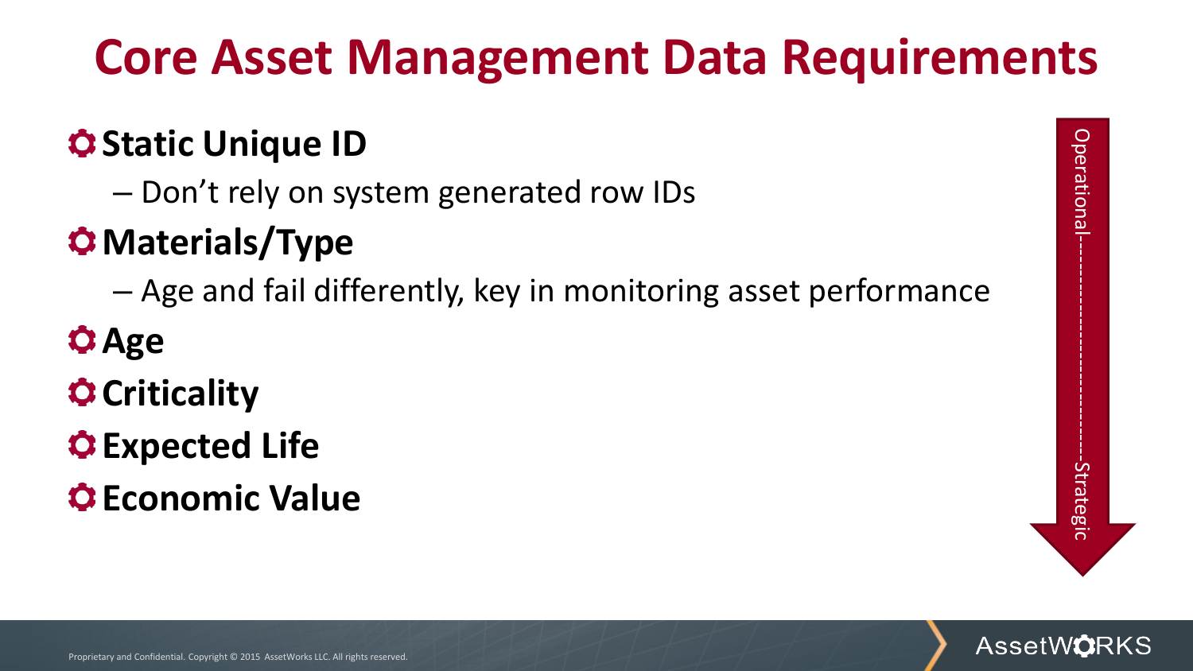# Core Asset Management Data Requirements

- **Static Unique ID**
  - Don't rely on system generated row IDs
- **Materials/Type**
  - Age and fail differently, key in monitoring asset performance
- **Age**
- **Criticality**
- **Expected Life**
- **Economic Value**

Operational-----------------------------Strategic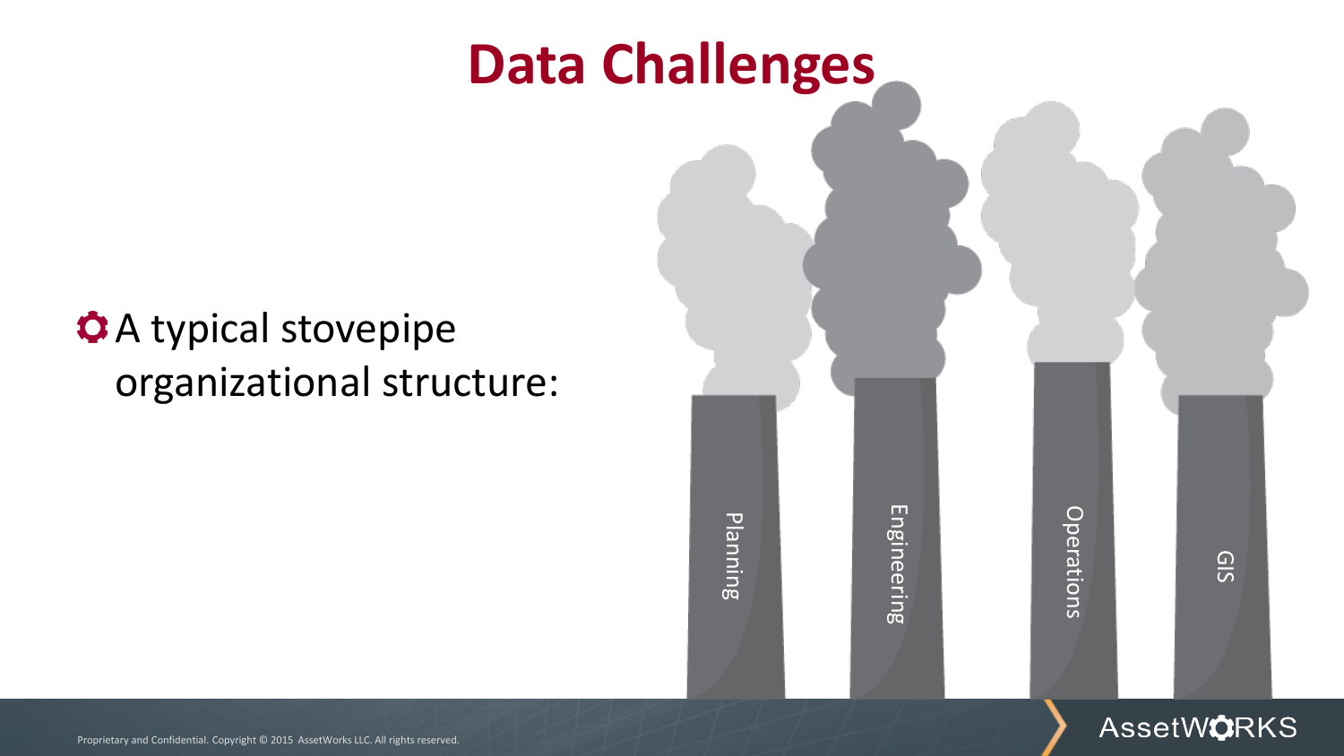# Data Challenges

- A typical stovepipe organizational structure:

Planning

Engineering

Operations

GIS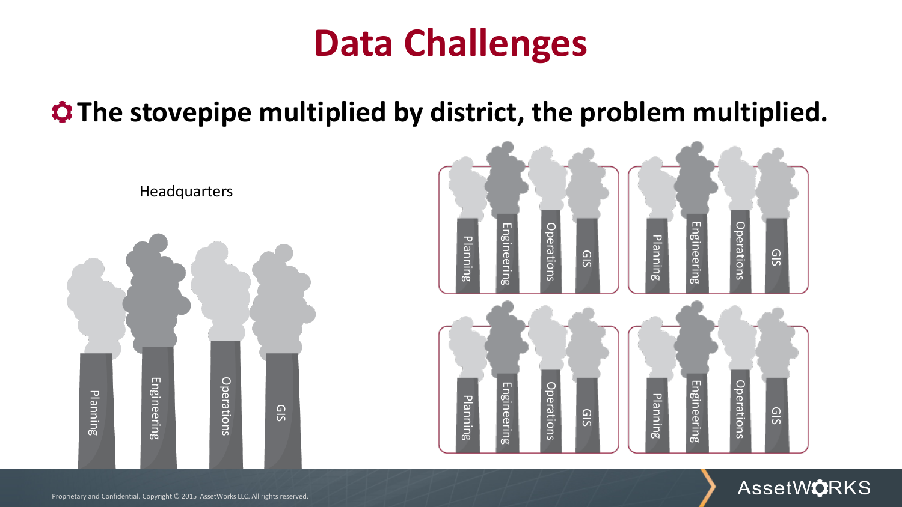# Data Challenges

- **The stovepipe multiplied by district, the problem multiplied.**

Headquarters

Planning

Engineering

Operations

GIS

Planning

Engineering

Operations

GIS

Planning

Engineering

Operations

GIS

Planning

Engineering

Operations

GIS

Planning

Engineering

Operations

GIS

Proprietary and Confidential. Copyright © 2015 AssetWorks LLC. All rights reserved.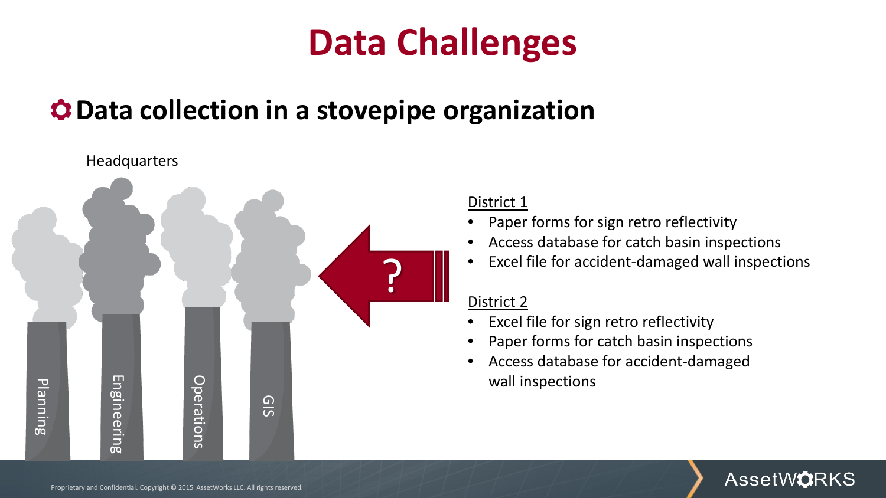# Data Challenges

## Data collection in a stovepipe organization

Headquarters

Planning

Engineering

Operations

GIS

?

District 1

- Paper forms for sign retro reflectivity
- Access database for catch basin inspections
- Excel file for accident-damaged wall inspections

District 2

- Excel file for sign retro reflectivity
- Paper forms for catch basin inspections
- Access database for accident-damaged wall inspections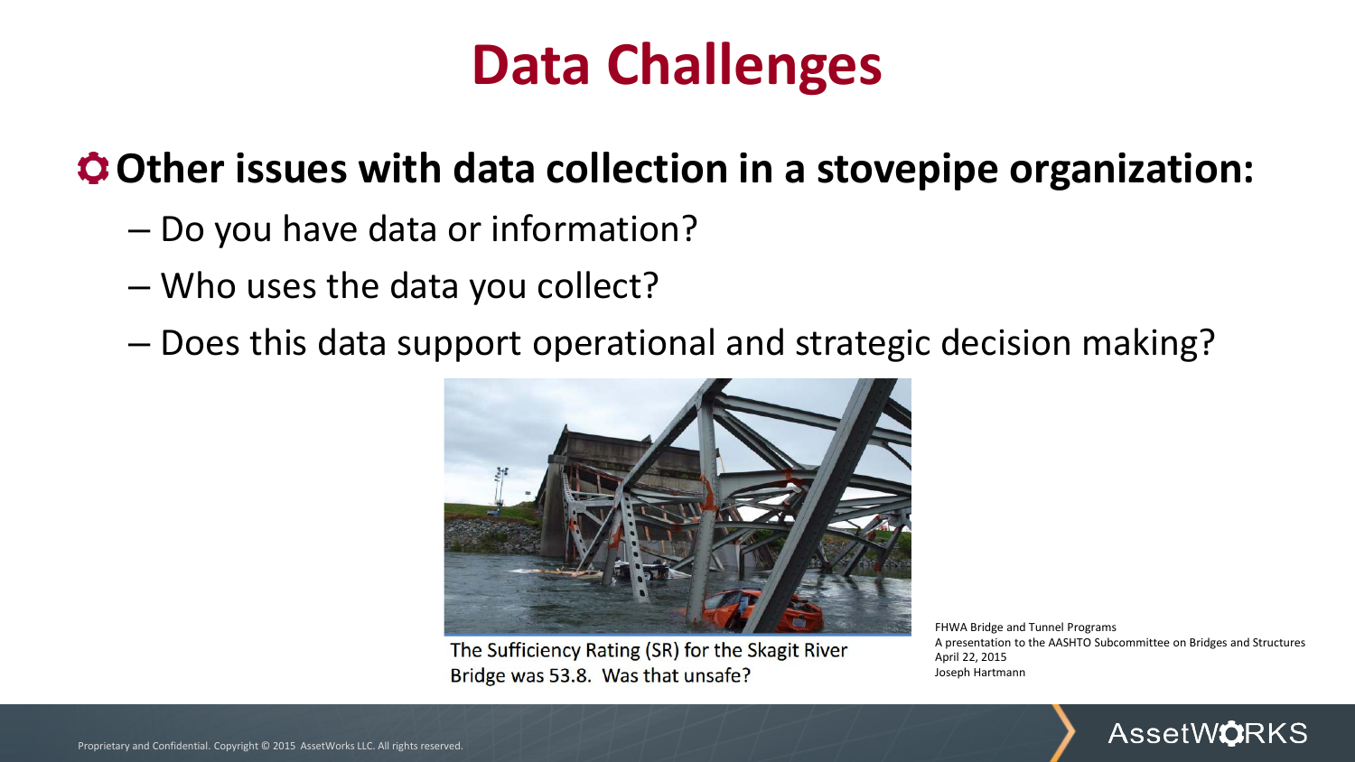# Data Challenges

- **Other issues with data collection in a stovepipe organization:**
  - Do you have data or information?
  - Who uses the data you collect?
  - Does this data support operational and strategic decision making?

The Sufficiency Rating (SR) for the Skagit River Bridge was 53.8. Was that unsafe?

FHWA Bridge and Tunnel Programs
A presentation to the AASHTO Subcommittee on Bridges and Structures
April 22, 2015
Joseph Hartmann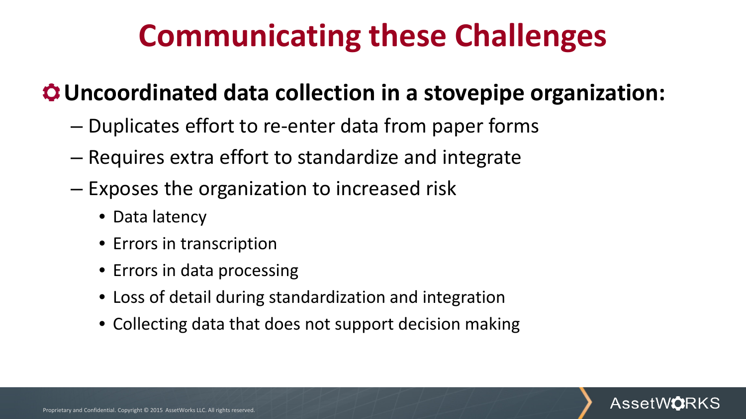# Communicating these Challenges

- **Uncoordinated data collection in a stovepipe organization:**
  - Duplicates effort to re-enter data from paper forms
  - Requires extra effort to standardize and integrate
  - Exposes the organization to increased risk
    - Data latency
    - Errors in transcription
    - Errors in data processing
    - Loss of detail during standardization and integration
    - Collecting data that does not support decision making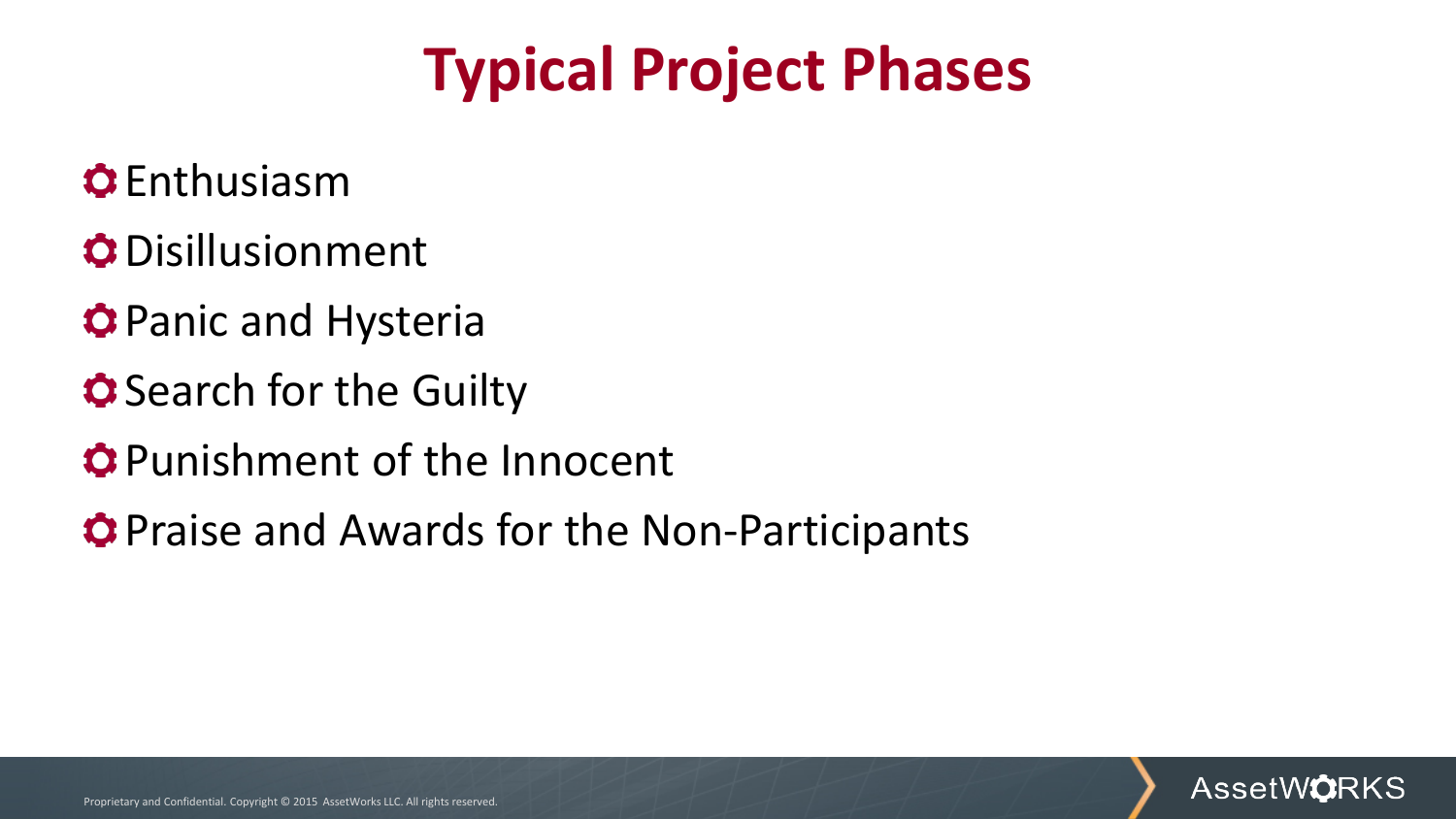# Typical Project Phases

- Enthusiasm
- Disillusionment
- Panic and Hysteria
- Search for the Guilty
- Punishment of the Innocent
- Praise and Awards for the Non-Participants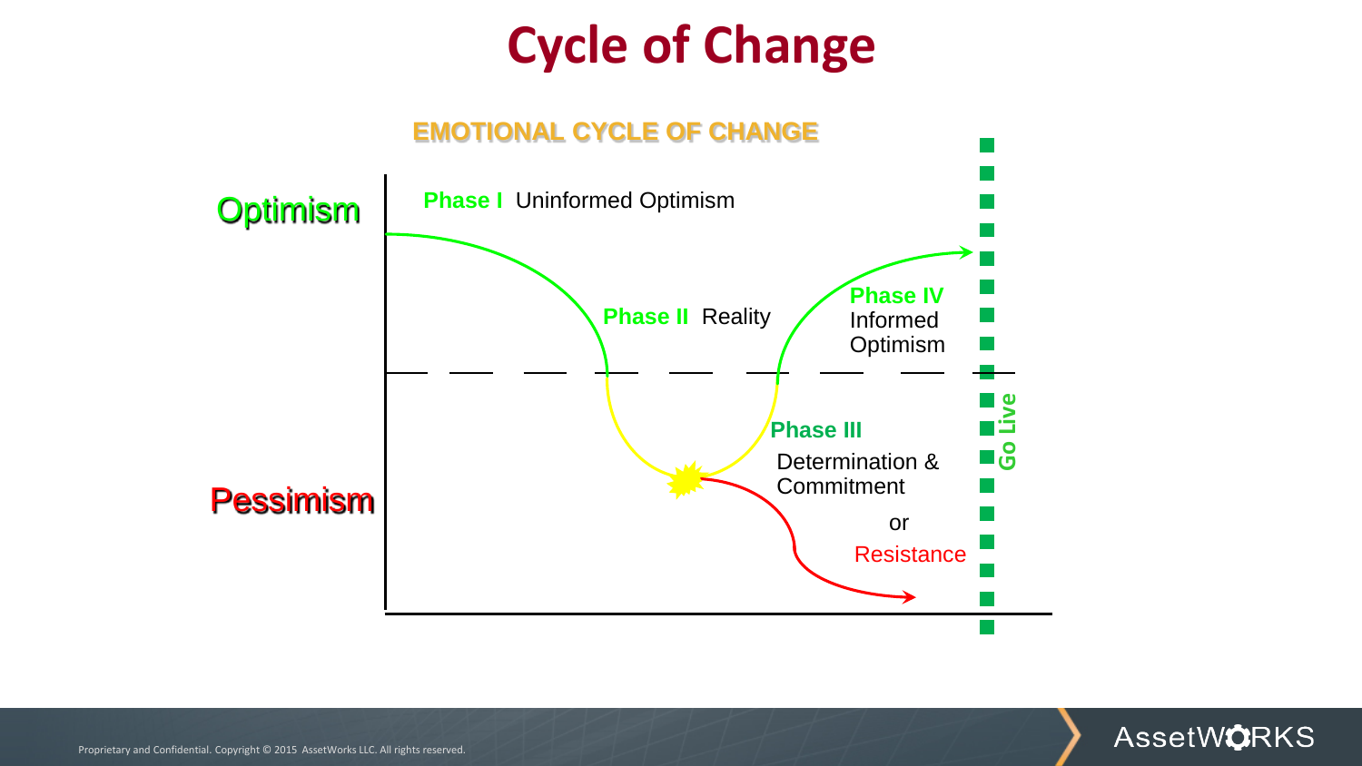# Cycle of Change

EMOTIONAL CYCLE OF CHANGE

Optimism

Pessimism

**Phase I** Uninformed Optimism

**Phase II** Reality

**Phase III**

Determination & Commitment

or

Resistance

**Phase IV** Informed Optimism

**Go Live**

Proprietary and Confidential. Copyright © 2015 AssetWorks LLC. All rights reserved.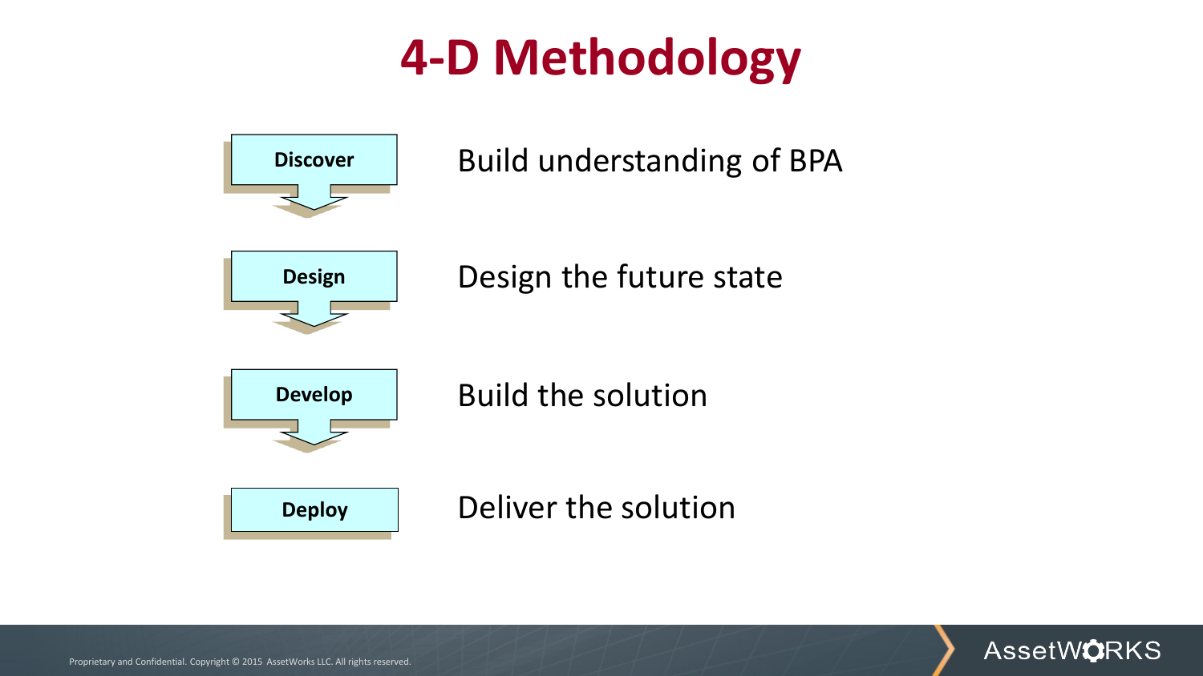# 4-D Methodology

**Discover** — Build understanding of BPA

**Design** — Design the future state

**Develop** — Build the solution

**Deploy** — Deliver the solution

Proprietary and Confidential. Copyright © 2015 AssetWorks LLC. All rights reserved.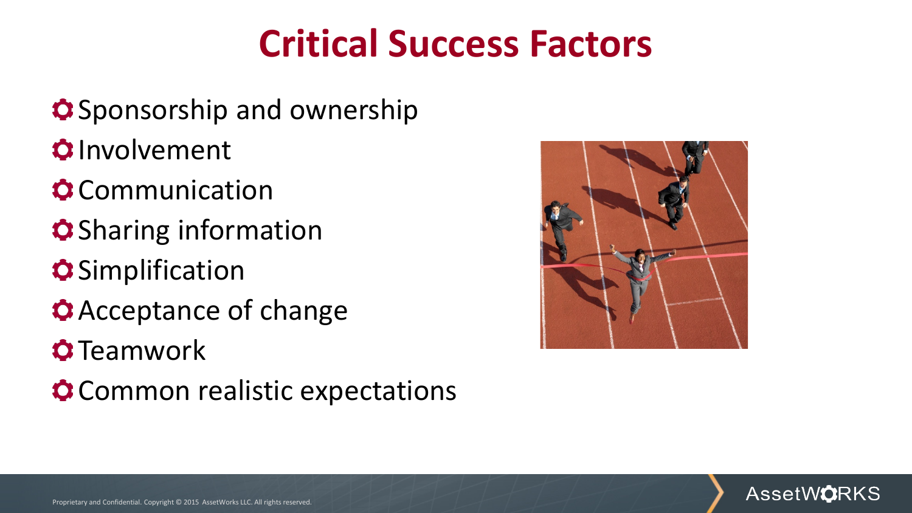# Critical Success Factors

- Sponsorship and ownership
- Involvement
- Communication
- Sharing information
- Simplification
- Acceptance of change
- Teamwork
- Common realistic expectations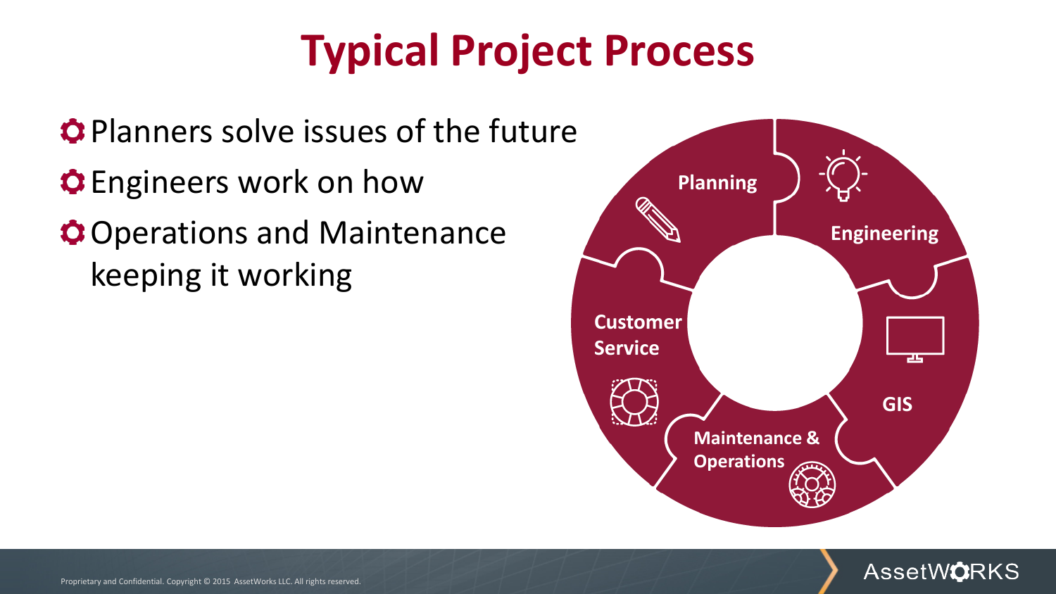# Typical Project Process

- Planners solve issues of the future
- Engineers work on how
- Operations and Maintenance keeping it working

Planning

Engineering

GIS

Maintenance & Operations

Customer Service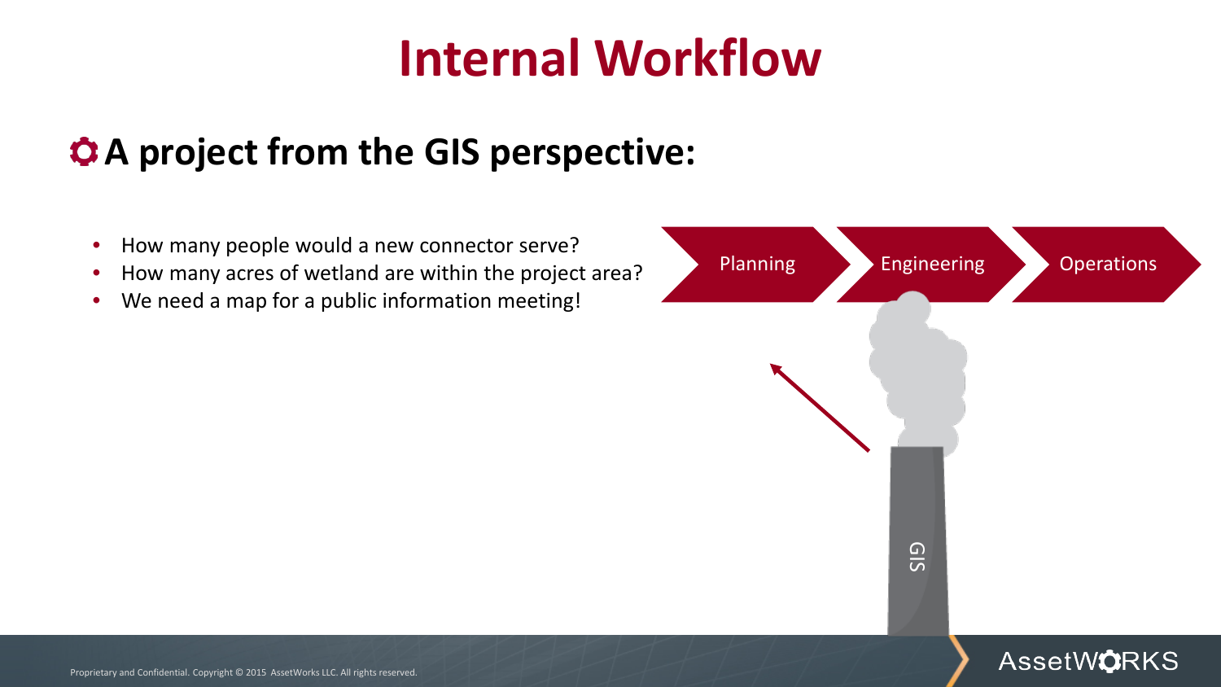# Internal Workflow

## A project from the GIS perspective:

- How many people would a new connector serve?
- How many acres of wetland are within the project area?
- We need a map for a public information meeting!

Planning

Engineering

Operations

GIS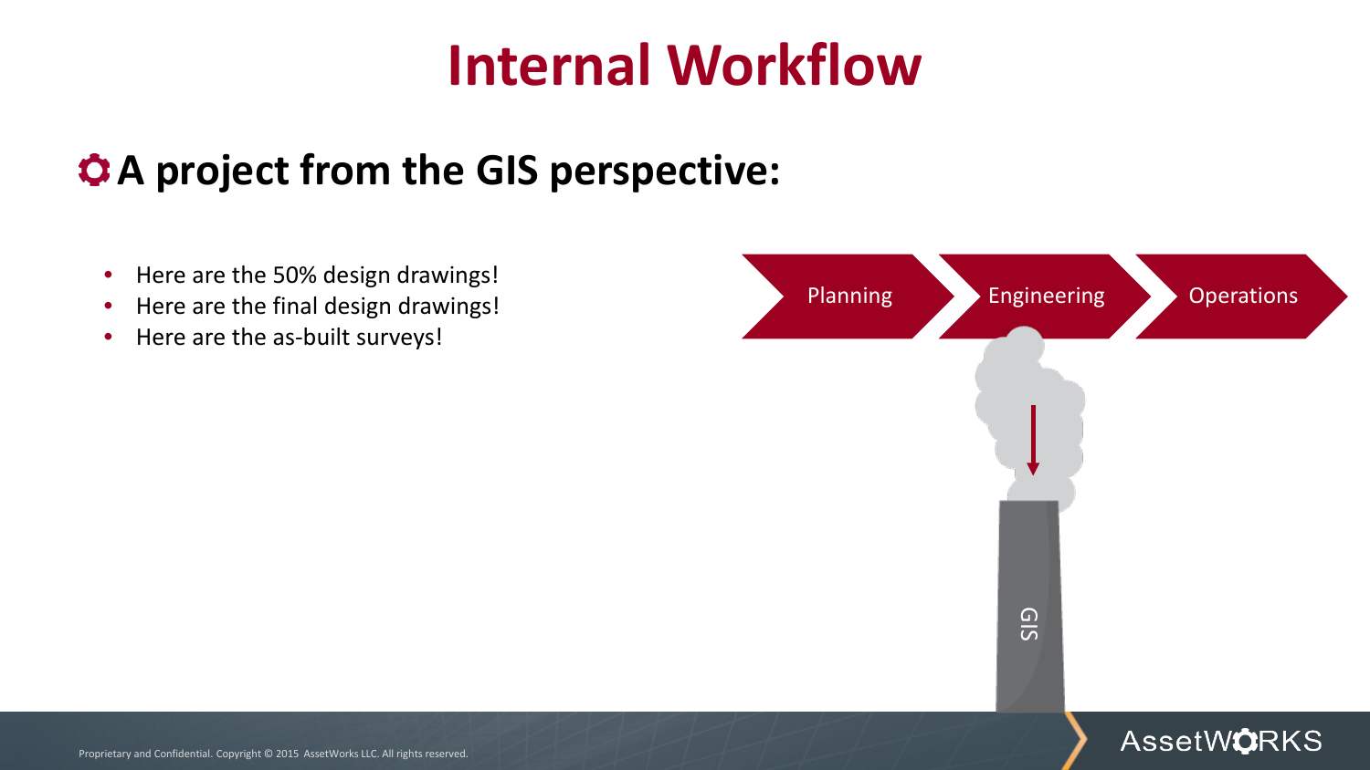# Internal Workflow

## A project from the GIS perspective:

- Here are the 50% design drawings!
- Here are the final design drawings!
- Here are the as-built surveys!

Planning

Engineering

Operations

GIS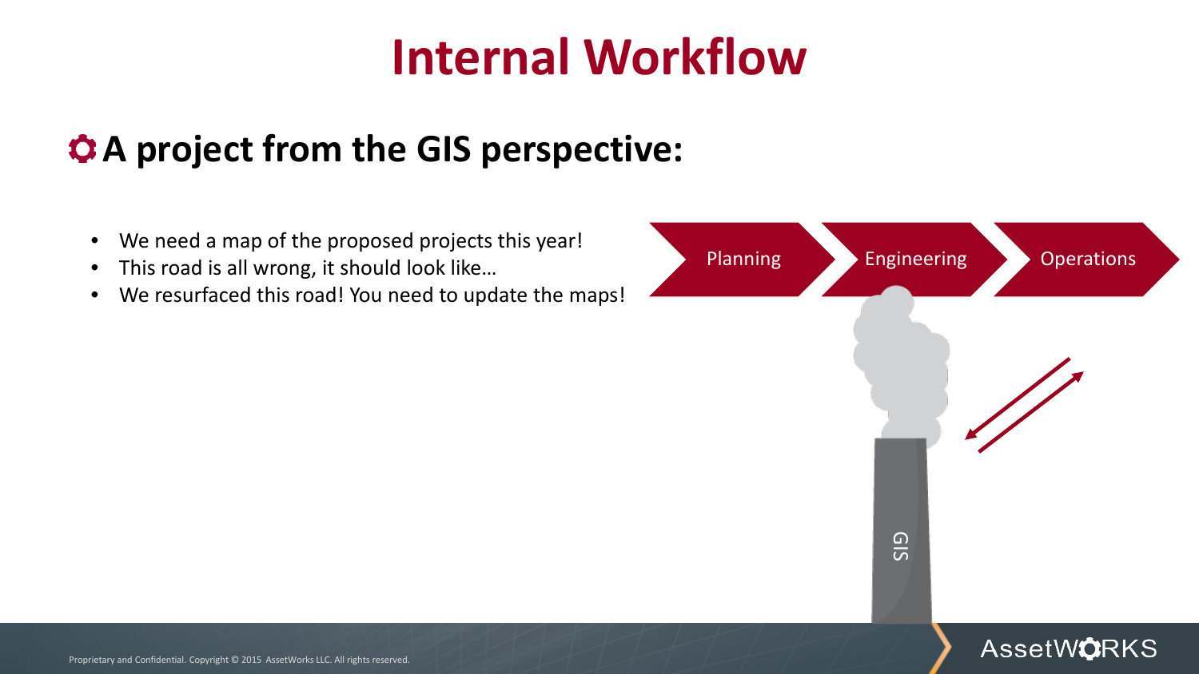# Internal Workflow

## A project from the GIS perspective:

- We need a map of the proposed projects this year!
- This road is all wrong, it should look like…
- We resurfaced this road! You need to update the maps!

Planning

Engineering

Operations

GIS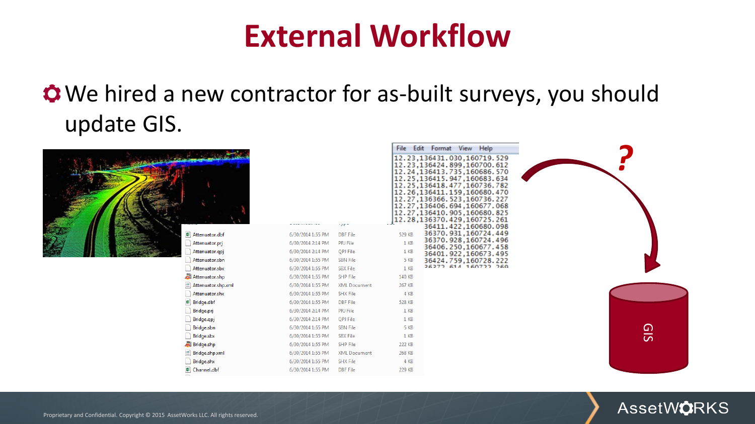# External Workflow

- We hired a new contractor for as-built surveys, you should update GIS.

| Name | Date modified | Type | Size |
|---|---|---|---|
| Attenuator.dbf | 6/30/2014 1:55 PM | DBF File | 529 KB |
| Attenuator.prj | 6/30/2014 2:14 PM | PRJ File | 1 KB |
| Attenuator.qpj | 6/30/2014 2:14 PM | QPJ File | 1 KB |
| Attenuator.sbn | 6/30/2014 1:55 PM | SBN File | 5 KB |
| Attenuator.sbx | 6/30/2014 1:55 PM | SBX File | 1 KB |
| Attenuator.shp | 6/30/2014 1:55 PM | SHP File | 140 KB |
| Attenuator.shp.xml | 6/30/2014 1:55 PM | XML Document | 267 KB |
| Attenuator.shx | 6/30/2014 1:55 PM | SHX File | 4 KB |
| Bridge.dbf | 6/30/2014 1:55 PM | DBF File | 528 KB |
| Bridge.prj | 6/30/2014 2:14 PM | PRJ File | 1 KB |
| Bridge.qpj | 6/30/2014 2:14 PM | QPJ File | 1 KB |
| Bridge.sbn | 6/30/2014 1:55 PM | SBN File | 5 KB |
| Bridge.sbx | 6/30/2014 1:55 PM | SBX File | 1 KB |
| Bridge.shp | 6/30/2014 1:55 PM | SHP File | 222 KB |
| Bridge.shp.xml | 6/30/2014 1:55 PM | XML Document | 268 KB |
| Bridge.shx | 6/30/2014 1:55 PM | SHX File | 4 KB |
| Channel.dbf | 6/30/2014 1:55 PM | DBF File | 229 KB |

File Edit Format View Help

```
12.23,136431.030,160719.529
12.23,136424.899,160700.612
12.24,136413.735,160686.570
12.25,136415.947,160683.634
12.25,136418.477,160736.782
12.26,136411.159,160680.470
12.27,136366.523,160736.227
12.27,136406.694,160677.068
12.27,136410.905,160680.825
12.28,136370.429,160725.261
36411.422,160680.098
36370.931,160724.449
36370.928,160724.496
36406.250,160677.458
36401.922,160673.495
36424.759,160728.222
```

?

GIS

Proprietary and Confidential. Copyright © 2015 AssetWorks LLC. All rights reserved.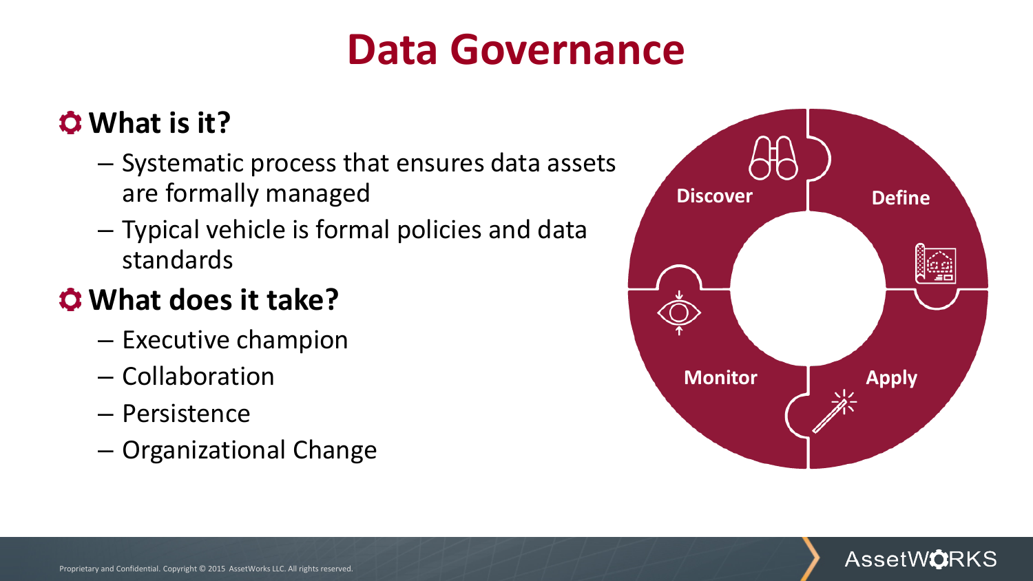# Data Governance

## What is it?

- Systematic process that ensures data assets are formally managed
- Typical vehicle is formal policies and data standards

## What does it take?

- Executive champion
- Collaboration
- Persistence
- Organizational Change

Discover

Define

Apply

Monitor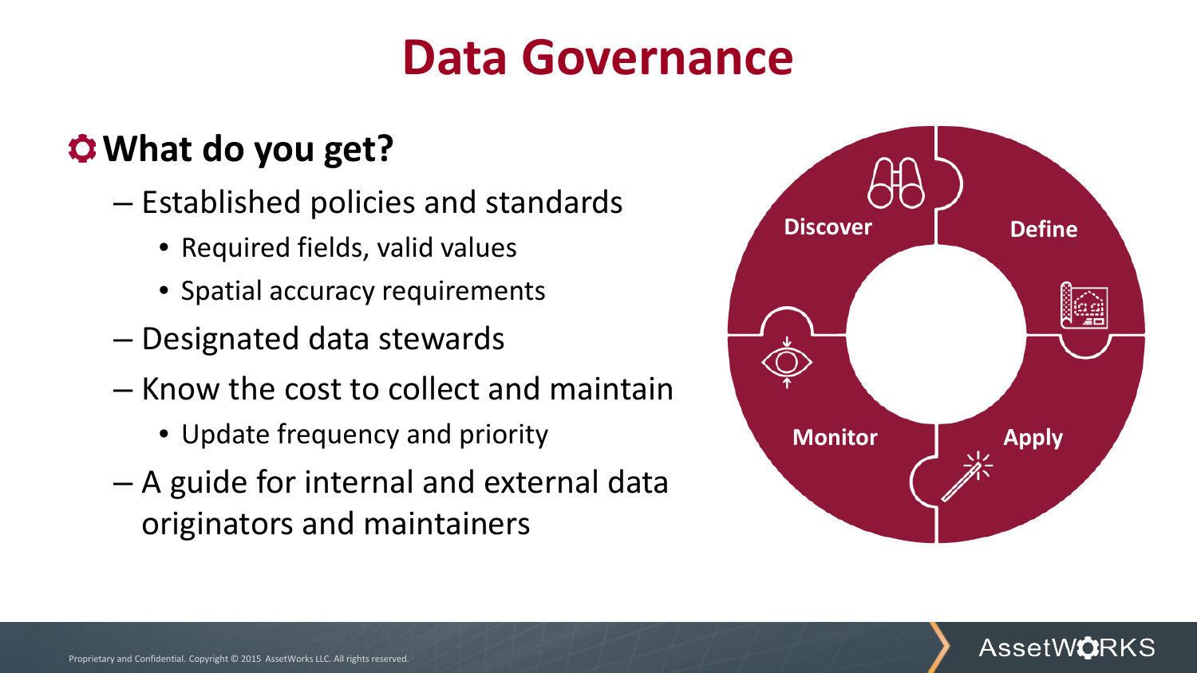# Data Governance

## What do you get?

- Established policies and standards
  - Required fields, valid values
  - Spatial accuracy requirements
- Designated data stewards
- Know the cost to collect and maintain
  - Update frequency and priority
- A guide for internal and external data originators and maintainers

Discover

Define

Monitor

Apply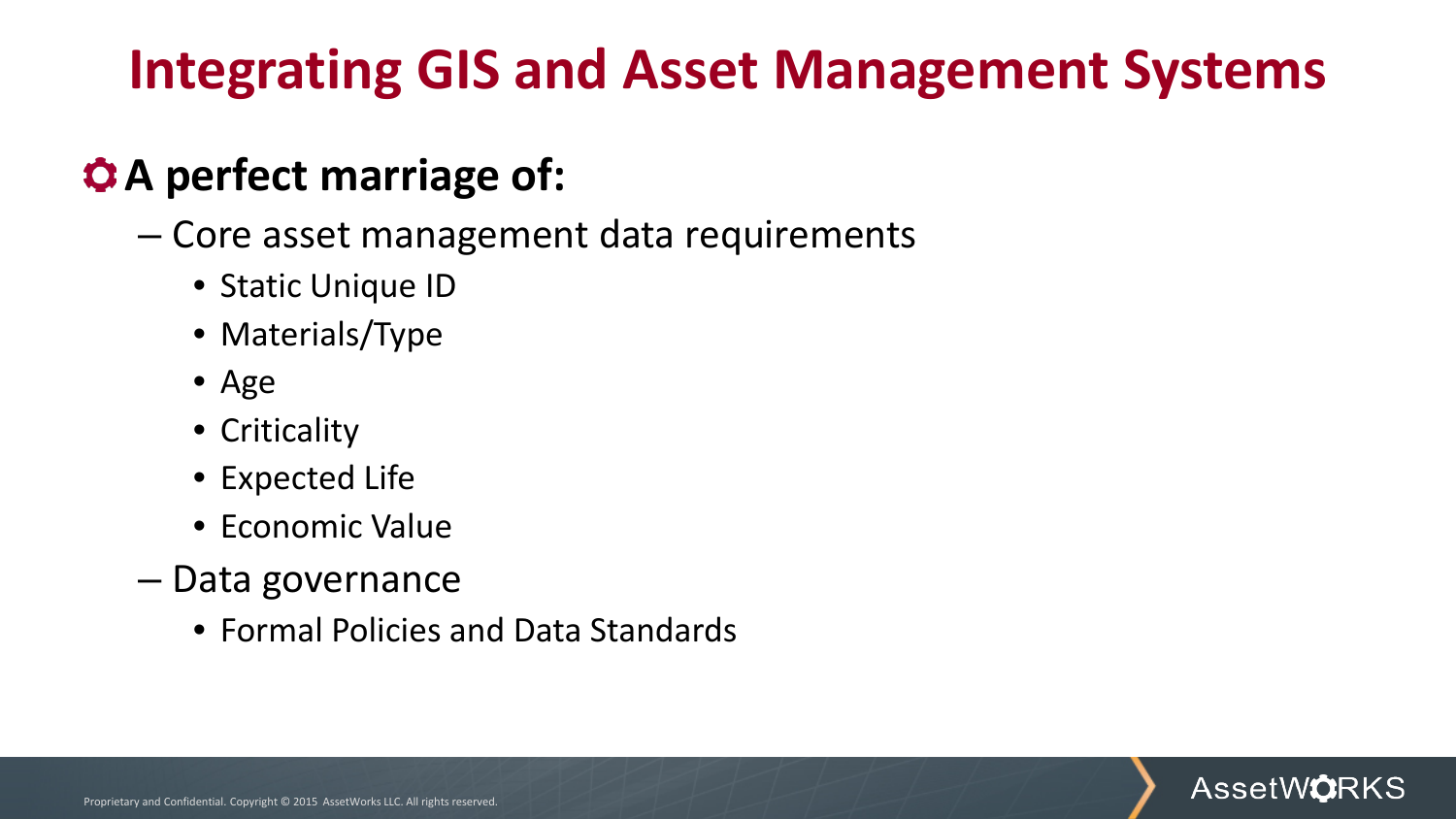# Integrating GIS and Asset Management Systems

- **A perfect marriage of:**
  - Core asset management data requirements
    - Static Unique ID
    - Materials/Type
    - Age
    - Criticality
    - Expected Life
    - Economic Value
  - Data governance
    - Formal Policies and Data Standards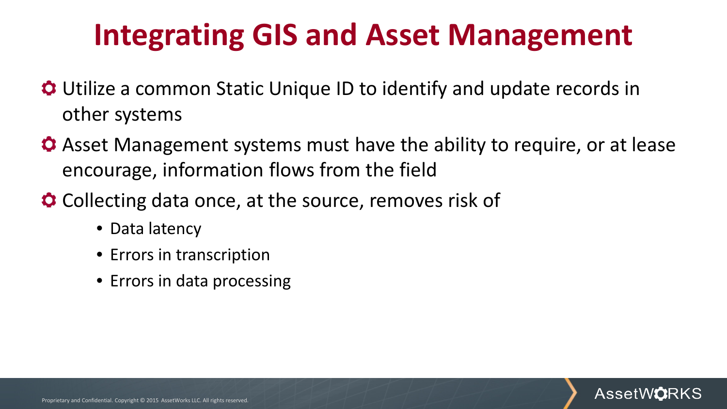# Integrating GIS and Asset Management

- Utilize a common Static Unique ID to identify and update records in other systems
- Asset Management systems must have the ability to require, or at lease encourage, information flows from the field
- Collecting data once, at the source, removes risk of
  - Data latency
  - Errors in transcription
  - Errors in data processing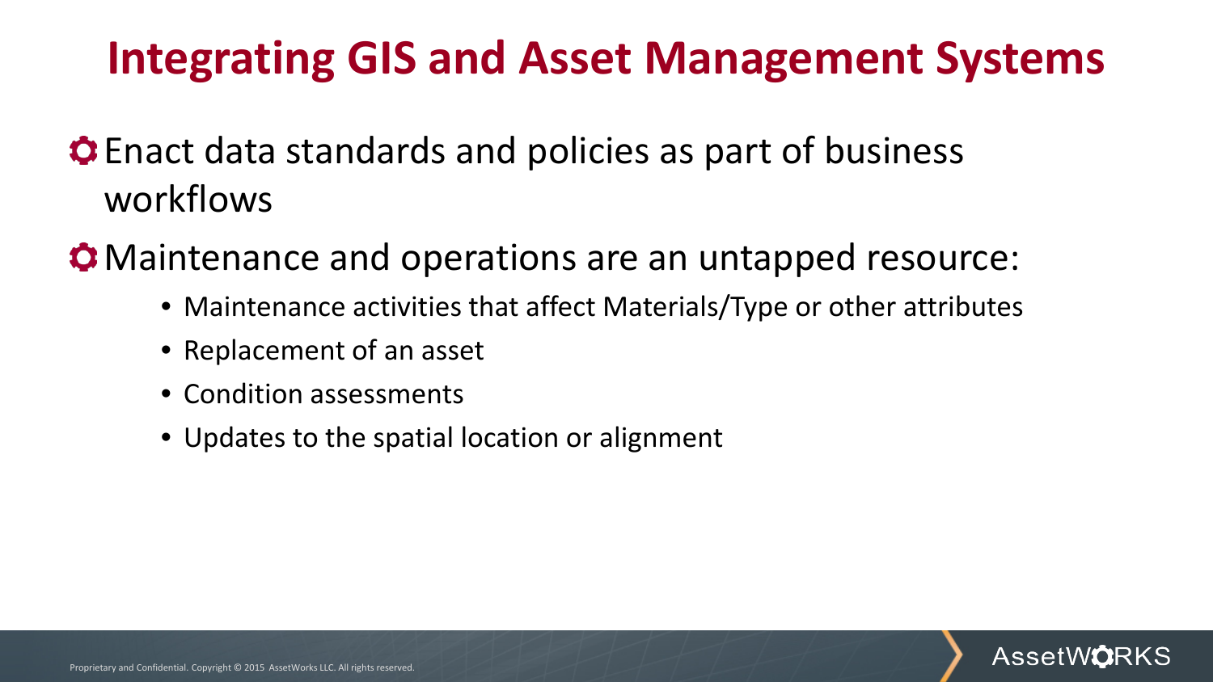# Integrating GIS and Asset Management Systems

- Enact data standards and policies as part of business workflows
- Maintenance and operations are an untapped resource:
  - Maintenance activities that affect Materials/Type or other attributes
  - Replacement of an asset
  - Condition assessments
  - Updates to the spatial location or alignment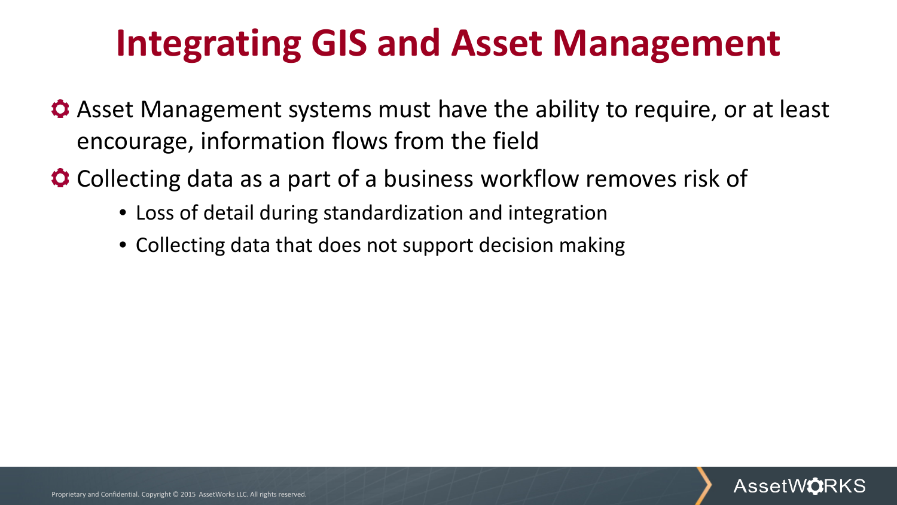# Integrating GIS and Asset Management

- Asset Management systems must have the ability to require, or at least encourage, information flows from the field
- Collecting data as a part of a business workflow removes risk of
  - Loss of detail during standardization and integration
  - Collecting data that does not support decision making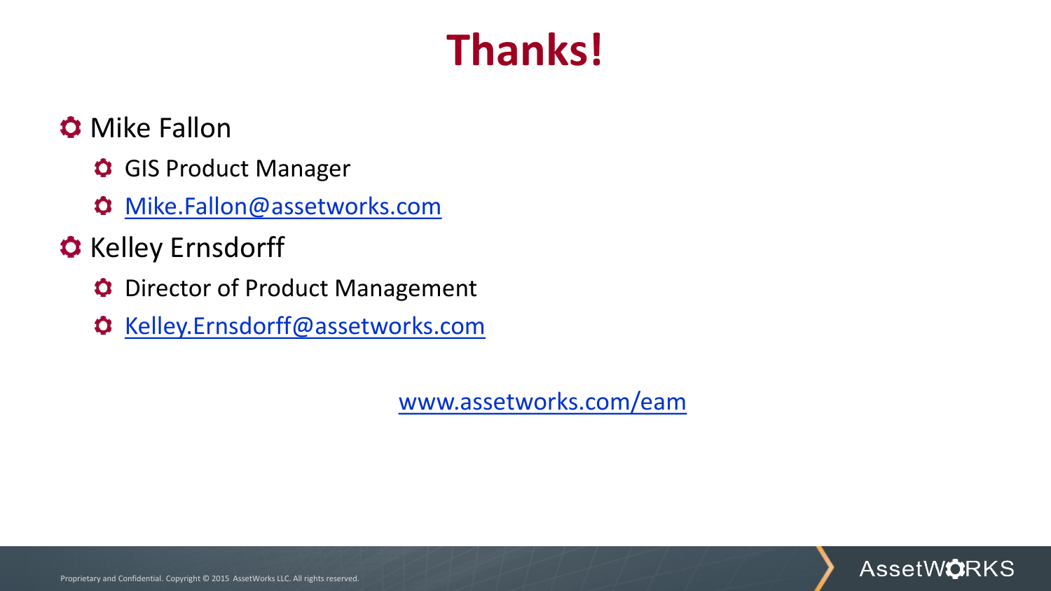# Thanks!

- Mike Fallon
  - GIS Product Manager
  - Mike.Fallon@assetworks.com
- Kelley Ernsdorff
  - Director of Product Management
  - Kelley.Ernsdorff@assetworks.com

www.assetworks.com/eam